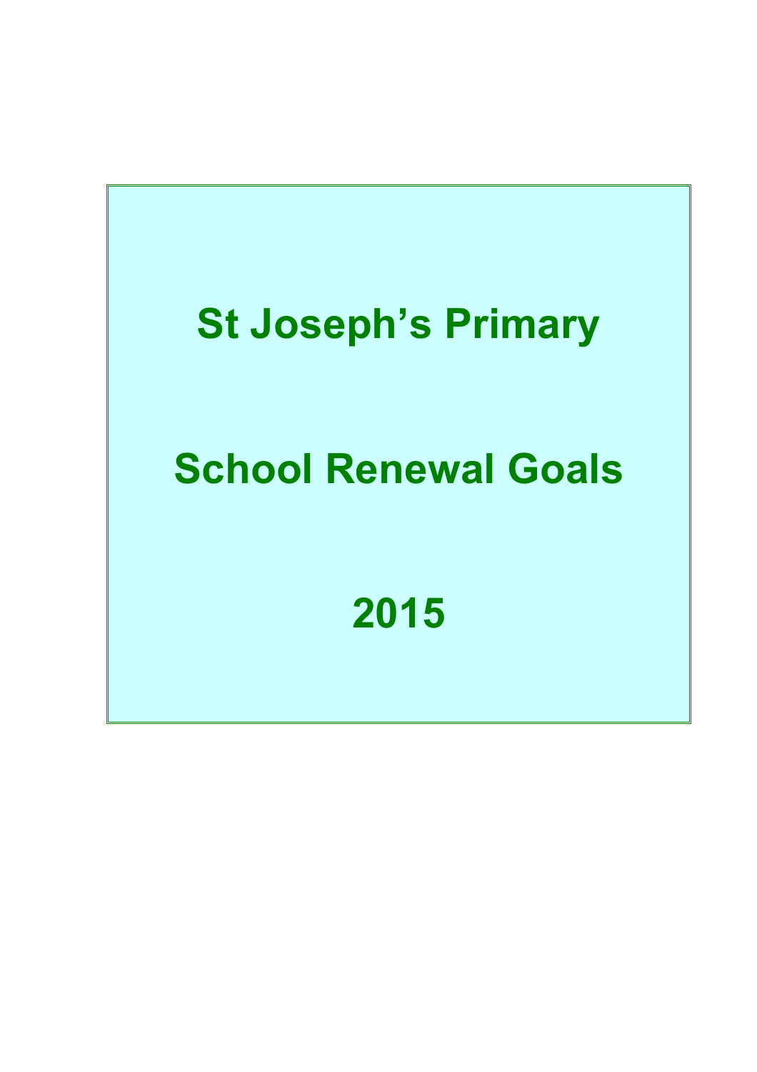# St Joseph's Primary

# School Renewal Goals

# 2015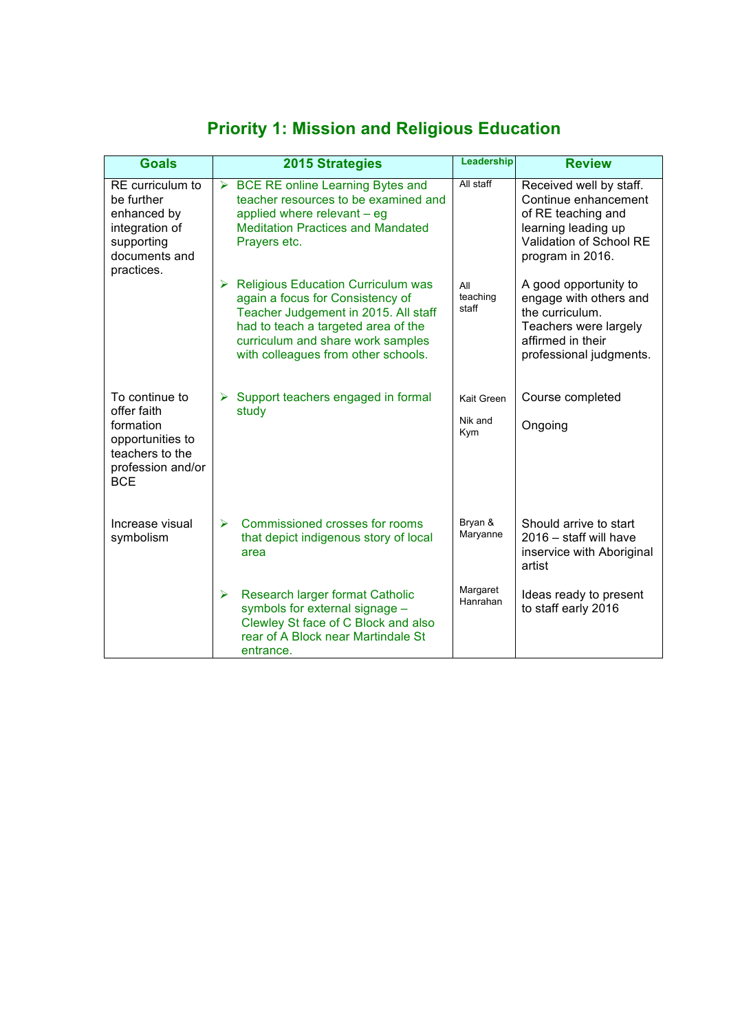## Priority 1: Mission and Religious Education

| Goals | 2015 Strategies | Leadership | Review |
|---|---|---|---|
| RE curriculum to be further enhanced by integration of supporting documents and practices. | ➢ BCE RE online Learning Bytes and teacher resources to be examined and applied where relevant – eg Meditation Practices and Mandated Prayers etc. | All staff | Received well by staff. Continue enhancement of RE teaching and learning leading up Validation of School RE program in 2016. |
| | ➢ Religious Education Curriculum was again a focus for Consistency of Teacher Judgement in 2015. All staff had to teach a targeted area of the curriculum and share work samples with colleagues from other schools. | All teaching staff | A good opportunity to engage with others and the curriculum. Teachers were largely affirmed in their professional judgments. |
| To continue to offer faith formation opportunities to teachers to the profession and/or BCE | ➢ Support teachers engaged in formal study | Kait Green<br><br>Nik and Kym | Course completed<br><br>Ongoing |
| Increase visual symbolism | ➢ Commissioned crosses for rooms that depict indigenous story of local area | Bryan & Maryanne | Should arrive to start 2016 – staff will have inservice with Aboriginal artist |
| | ➢ Research larger format Catholic symbols for external signage – Clewley St face of C Block and also rear of A Block near Martindale St entrance. | Margaret Hanrahan | Ideas ready to present to staff early 2016 |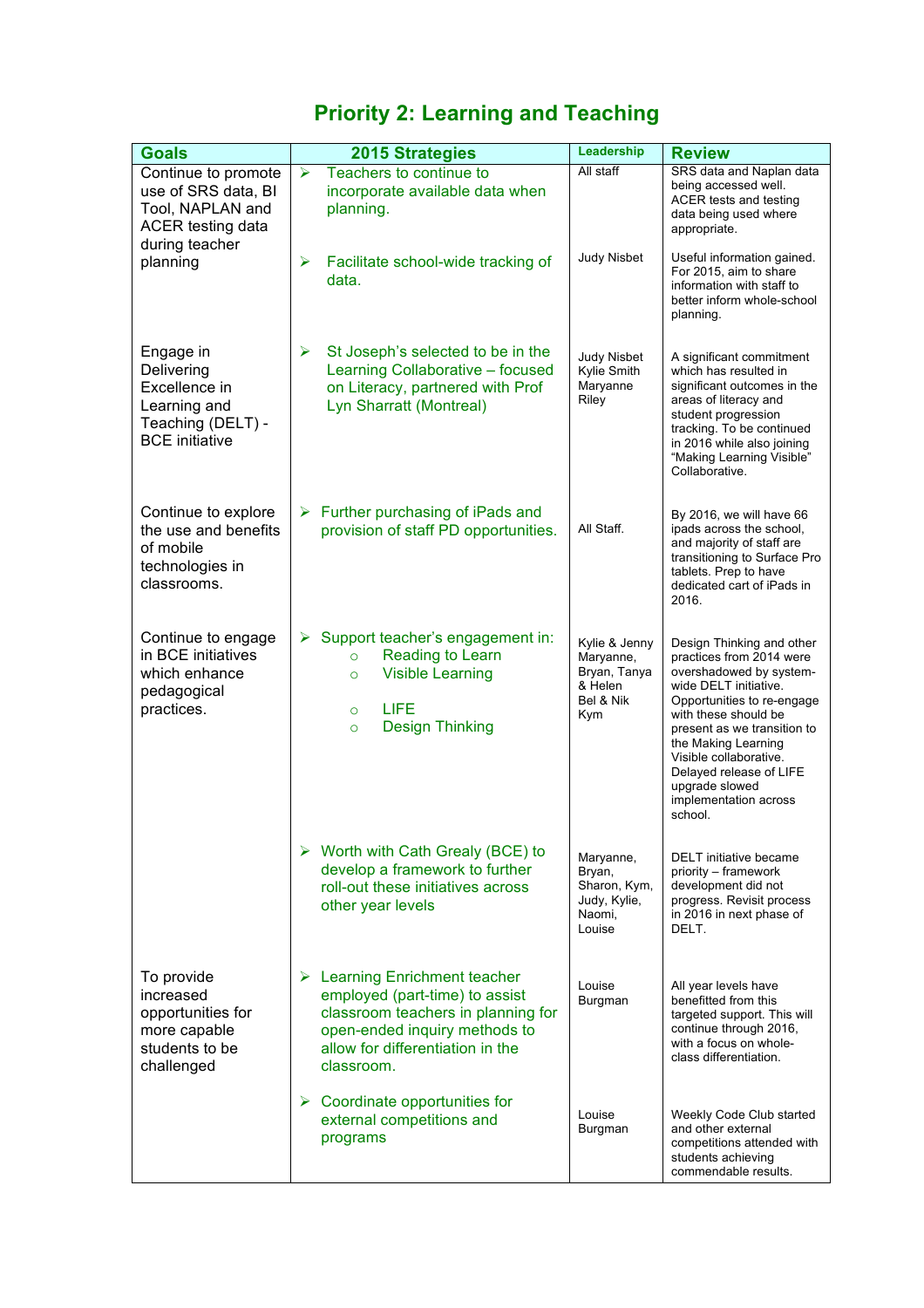# Priority 2: Learning and Teaching

| Goals | 2015 Strategies | Leadership | Review |
|---|---|---|---|
| Continue to promote use of SRS data, BI Tool, NAPLAN and ACER testing data during teacher planning | ➢ Teachers to continue to incorporate available data when planning. | All staff | SRS data and Naplan data being accessed well. ACER tests and testing data being used where appropriate. |
| | ➢ Facilitate school-wide tracking of data. | Judy Nisbet | Useful information gained. For 2015, aim to share information with staff to better inform whole-school planning. |
| Engage in Delivering Excellence in Learning and Teaching (DELT) - BCE initiative | ➢ St Joseph's selected to be in the Learning Collaborative – focused on Literacy, partnered with Prof Lyn Sharratt (Montreal) | Judy Nisbet<br>Kylie Smith<br>Maryanne Riley | A significant commitment which has resulted in significant outcomes in the areas of literacy and student progression tracking. To be continued in 2016 while also joining "Making Learning Visible" Collaborative. |
| Continue to explore the use and benefits of mobile technologies in classrooms. | ➢ Further purchasing of iPads and provision of staff PD opportunities. | All Staff. | By 2016, we will have 66 ipads across the school, and majority of staff are transitioning to Surface Pro tablets. Prep to have dedicated cart of iPads in 2016. |
| Continue to engage in BCE initiatives which enhance pedagogical practices. | ➢ Support teacher's engagement in:<br>○ Reading to Learn<br>○ Visible Learning<br>○ LIFE<br>○ Design Thinking | Kylie & Jenny<br>Maryanne, Bryan, Tanya & Helen<br>Bel & Nik<br>Kym | Design Thinking and other practices from 2014 were overshadowed by system-wide DELT initiative. Opportunities to re-engage with these should be present as we transition to the Making Learning Visible collaborative. Delayed release of LIFE upgrade slowed implementation across school. |
| | ➢ Worth with Cath Grealy (BCE) to develop a framework to further roll-out these initiatives across other year levels | Maryanne, Bryan, Sharon, Kym, Judy, Kylie, Naomi, Louise | DELT initiative became priority – framework development did not progress. Revisit process in 2016 in next phase of DELT. |
| To provide increased opportunities for more capable students to be challenged | ➢ Learning Enrichment teacher employed (part-time) to assist classroom teachers in planning for open-ended inquiry methods to allow for differentiation in the classroom. | Louise Burgman | All year levels have benefitted from this targeted support. This will continue through 2016, with a focus on whole-class differentiation. |
| | ➢ Coordinate opportunities for external competitions and programs | Louise Burgman | Weekly Code Club started and other external competitions attended with students achieving commendable results. |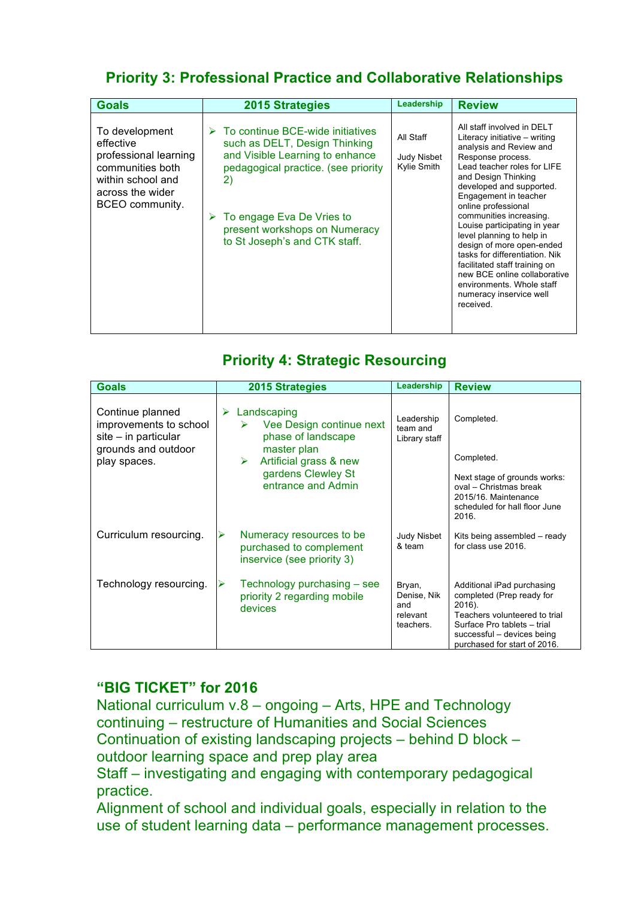## Priority 3: Professional Practice and Collaborative Relationships

| Goals | 2015 Strategies | Leadership | Review |
|---|---|---|---|
| To development effective professional learning communities both within school and across the wider BCEO community. | ➢ To continue BCE-wide initiatives such as DELT, Design Thinking and Visible Learning to enhance pedagogical practice. (see priority 2)<br><br>➢ To engage Eva De Vries to present workshops on Numeracy to St Joseph's and CTK staff. | All Staff<br><br>Judy Nisbet<br>Kylie Smith | All staff involved in DELT Literacy initiative – writing analysis and Review and Response process.<br>Lead teacher roles for LIFE and Design Thinking developed and supported.<br>Engagement in teacher online professional communities increasing.<br>Louise participating in year level planning to help in design of more open-ended tasks for differentiation. Nik facilitated staff training on new BCE online collaborative environments. Whole staff numeracy inservice well received. |

## Priority 4: Strategic Resourcing

| Goals | 2015 Strategies | Leadership | Review |
|---|---|---|---|
| Continue planned improvements to school site – in particular grounds and outdoor play spaces. | ➢ Landscaping<br>➢ Vee Design continue next phase of landscape master plan<br>➢ Artificial grass & new gardens Clewley St entrance and Admin | Leadership team and Library staff | Completed.<br><br>Completed.<br><br>Next stage of grounds works: oval – Christmas break 2015/16. Maintenance scheduled for hall floor June 2016. |
| Curriculum resourcing. | ➢ Numeracy resources to be purchased to complement inservice (see priority 3) | Judy Nisbet & team | Kits being assembled – ready for class use 2016. |
| Technology resourcing. | ➢ Technology purchasing – see priority 2 regarding mobile devices | Bryan, Denise, Nik and relevant teachers. | Additional iPad purchasing completed (Prep ready for 2016).<br>Teachers volunteered to trial Surface Pro tablets – trial successful – devices being purchased for start of 2016. |

### "BIG TICKET" for 2016

National curriculum v.8 – ongoing – Arts, HPE and Technology continuing – restructure of Humanities and Social Sciences
Continuation of existing landscaping projects – behind D block – outdoor learning space and prep play area
Staff – investigating and engaging with contemporary pedagogical practice.
Alignment of school and individual goals, especially in relation to the use of student learning data – performance management processes.